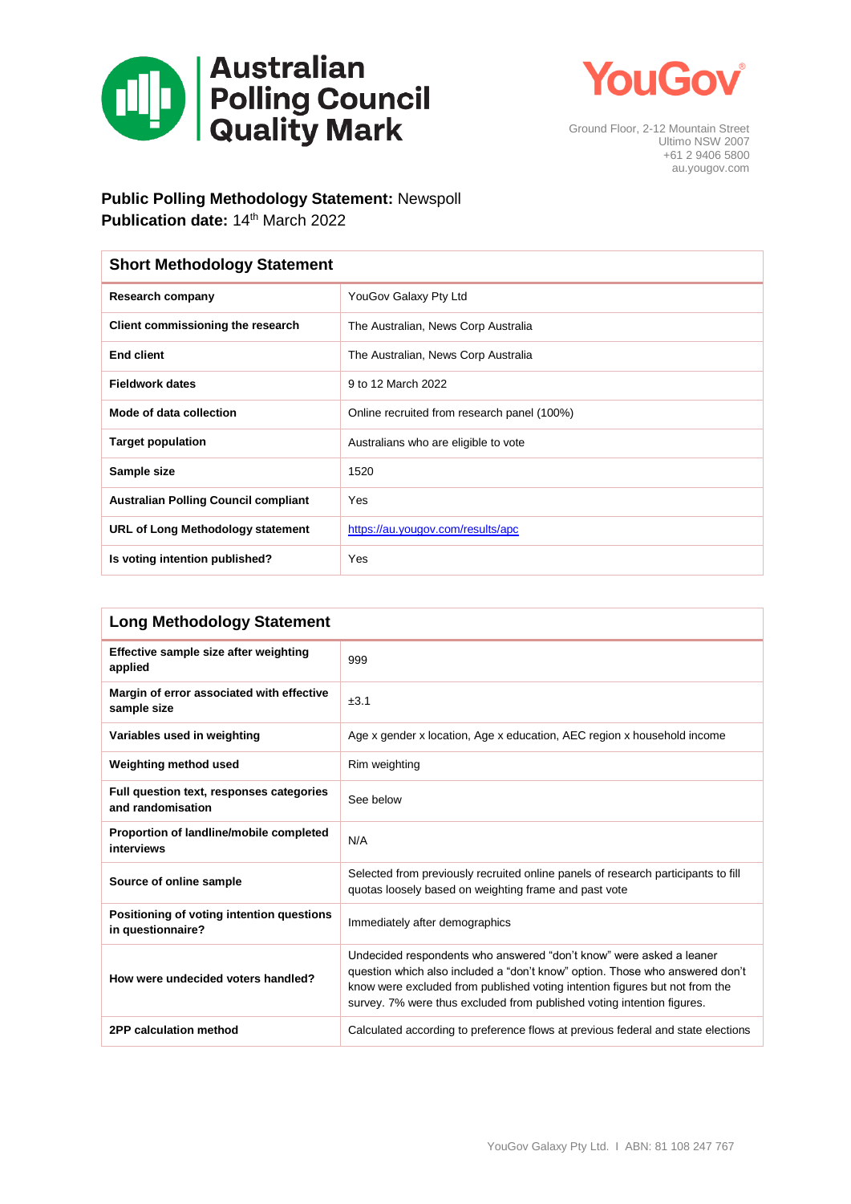# Australian Polling Council Quality Mark

**YouGov**

Ground Floor, 2-12 Mountain Street
Ultimo NSW 2007
+61 2 9406 5800
au.yougov.com

**Public Polling Methodology Statement:** Newspoll
**Publication date:** 14th March 2022

| Short Methodology Statement | |
|---|---|
| **Research company** | YouGov Galaxy Pty Ltd |
| **Client commissioning the research** | The Australian, News Corp Australia |
| **End client** | The Australian, News Corp Australia |
| **Fieldwork dates** | 9 to 12 March 2022 |
| **Mode of data collection** | Online recruited from research panel (100%) |
| **Target population** | Australians who are eligible to vote |
| **Sample size** | 1520 |
| **Australian Polling Council compliant** | Yes |
| **URL of Long Methodology statement** | https://au.yougov.com/results/apc |
| **Is voting intention published?** | Yes |

| Long Methodology Statement | |
|---|---|
| **Effective sample size after weighting applied** | 999 |
| **Margin of error associated with effective sample size** | ±3.1 |
| **Variables used in weighting** | Age x gender x location, Age x education, AEC region x household income |
| **Weighting method used** | Rim weighting |
| **Full question text, responses categories and randomisation** | See below |
| **Proportion of landline/mobile completed interviews** | N/A |
| **Source of online sample** | Selected from previously recruited online panels of research participants to fill quotas loosely based on weighting frame and past vote |
| **Positioning of voting intention questions in questionnaire?** | Immediately after demographics |
| **How were undecided voters handled?** | Undecided respondents who answered "don't know" were asked a leaner question which also included a "don't know" option. Those who answered don't know were excluded from published voting intention figures but not from the survey. 7% were thus excluded from published voting intention figures. |
| **2PP calculation method** | Calculated according to preference flows at previous federal and state elections |

YouGov Galaxy Pty Ltd. I ABN: 81 108 247 767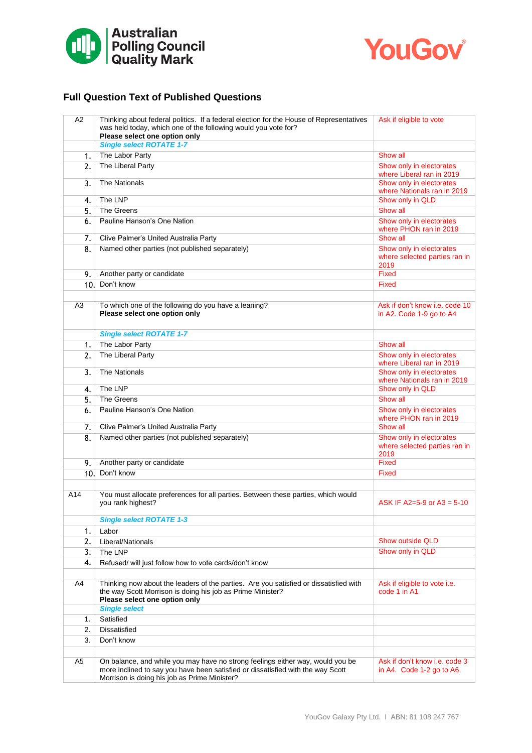Australian Polling Council Quality Mark

YouGov

## Full Question Text of Published Questions

| | | |
|---|---|---|
| A2 | Thinking about federal politics. If a federal election for the House of Representatives was held today, which one of the following would you vote for?<br>**Please select one option only** | Ask if eligible to vote |
| | ***Single select ROTATE 1-7*** | |
| 1. | The Labor Party | Show all |
| 2. | The Liberal Party | Show only in electorates where Liberal ran in 2019 |
| 3. | The Nationals | Show only in electorates where Nationals ran in 2019 |
| 4. | The LNP | Show only in QLD |
| 5. | The Greens | Show all |
| 6. | Pauline Hanson's One Nation | Show only in electorates where PHON ran in 2019 |
| 7. | Clive Palmer's United Australia Party | Show all |
| 8. | Named other parties (not published separately) | Show only in electorates where selected parties ran in 2019 |
| 9. | Another party or candidate | Fixed |
| 10. | Don't know | Fixed |
| | | |
| A3 | To which one of the following do you have a leaning?<br>**Please select one option only** | Ask if don't know i.e. code 10 in A2. Code 1-9 go to A4 |
| | ***Single select ROTATE 1-7*** | |
| 1. | The Labor Party | Show all |
| 2. | The Liberal Party | Show only in electorates where Liberal ran in 2019 |
| 3. | The Nationals | Show only in electorates where Nationals ran in 2019 |
| 4. | The LNP | Show only in QLD |
| 5. | The Greens | Show all |
| 6. | Pauline Hanson's One Nation | Show only in electorates where PHON ran in 2019 |
| 7. | Clive Palmer's United Australia Party | Show all |
| 8. | Named other parties (not published separately) | Show only in electorates where selected parties ran in 2019 |
| 9. | Another party or candidate | Fixed |
| 10. | Don't know | Fixed |
| | | |
| A14 | You must allocate preferences for all parties. Between these parties, which would you rank highest? | ASK IF A2=5-9 or A3 = 5-10 |
| | ***Single select ROTATE 1-3*** | |
| 1. | Labor | |
| 2. | Liberal/Nationals | Show outside QLD |
| 3. | The LNP | Show only in QLD |
| 4. | Refused/ will just follow how to vote cards/don't know | |
| | | |
| A4 | Thinking now about the leaders of the parties. Are you satisfied or dissatisfied with the way Scott Morrison is doing his job as Prime Minister?<br>**Please select one option only** | Ask if eligible to vote i.e. code 1 in A1 |
| | ***Single select*** | |
| 1. | Satisfied | |
| 2. | Dissatisfied | |
| 3. | Don't know | |
| | | |
| A5 | On balance, and while you may have no strong feelings either way, would you be more inclined to say you have been satisfied or dissatisfied with the way Scott Morrison is doing his job as Prime Minister? | Ask if don't know i.e. code 3 in A4. Code 1-2 go to A6 |

YouGov Galaxy Pty Ltd. I ABN: 81 108 247 767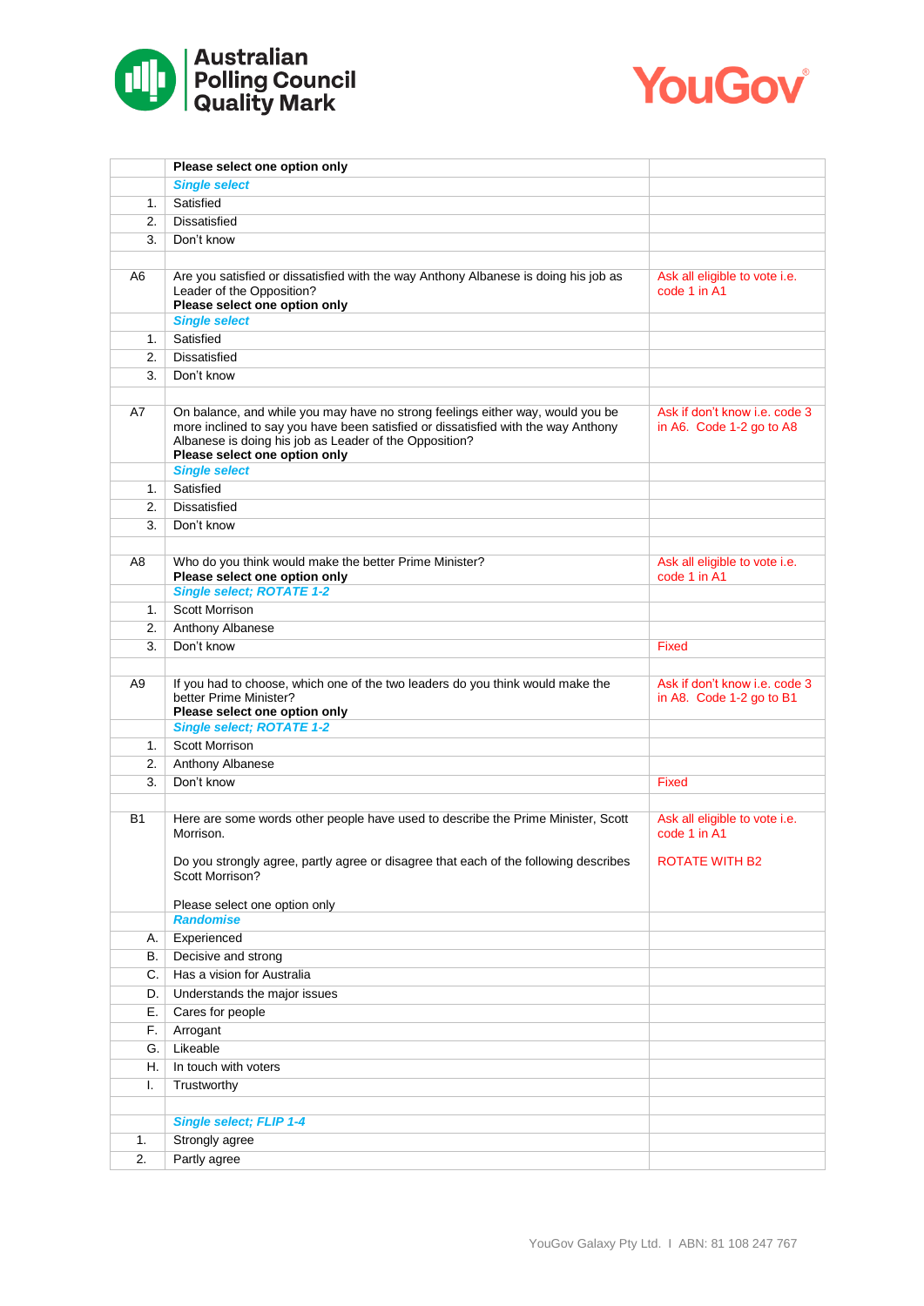| | | |
|---|---|---|
| | **Please select one option only** | |
| | ***Single select*** | |
| 1. | Satisfied | |
| 2. | Dissatisfied | |
| 3. | Don't know | |
| | | |
| A6 | Are you satisfied or dissatisfied with the way Anthony Albanese is doing his job as Leader of the Opposition?<br>**Please select one option only** | Ask all eligible to vote i.e. code 1 in A1 |
| | ***Single select*** | |
| 1. | Satisfied | |
| 2. | Dissatisfied | |
| 3. | Don't know | |
| | | |
| A7 | On balance, and while you may have no strong feelings either way, would you be more inclined to say you have been satisfied or dissatisfied with the way Anthony Albanese is doing his job as Leader of the Opposition?<br>**Please select one option only** | Ask if don't know i.e. code 3 in A6. Code 1-2 go to A8 |
| | ***Single select*** | |
| 1. | Satisfied | |
| 2. | Dissatisfied | |
| 3. | Don't know | |
| | | |
| A8 | Who do you think would make the better Prime Minister?<br>**Please select one option only** | Ask all eligible to vote i.e. code 1 in A1 |
| | ***Single select; ROTATE 1-2*** | |
| 1. | Scott Morrison | |
| 2. | Anthony Albanese | |
| 3. | Don't know | Fixed |
| | | |
| A9 | If you had to choose, which one of the two leaders do you think would make the better Prime Minister?<br>**Please select one option only** | Ask if don't know i.e. code 3 in A8. Code 1-2 go to B1 |
| | ***Single select; ROTATE 1-2*** | |
| 1. | Scott Morrison | |
| 2. | Anthony Albanese | |
| 3. | Don't know | Fixed |
| | | |
| B1 | Here are some words other people have used to describe the Prime Minister, Scott Morrison.<br><br>Do you strongly agree, partly agree or disagree that each of the following describes Scott Morrison?<br><br>Please select one option only | Ask all eligible to vote i.e. code 1 in A1<br><br>ROTATE WITH B2 |
| | ***Randomise*** | |
| A. | Experienced | |
| B. | Decisive and strong | |
| C. | Has a vision for Australia | |
| D. | Understands the major issues | |
| E. | Cares for people | |
| F. | Arrogant | |
| G. | Likeable | |
| H. | In touch with voters | |
| I. | Trustworthy | |
| | | |
| | ***Single select; FLIP 1-4*** | |
| 1. | Strongly agree | |
| 2. | Partly agree | |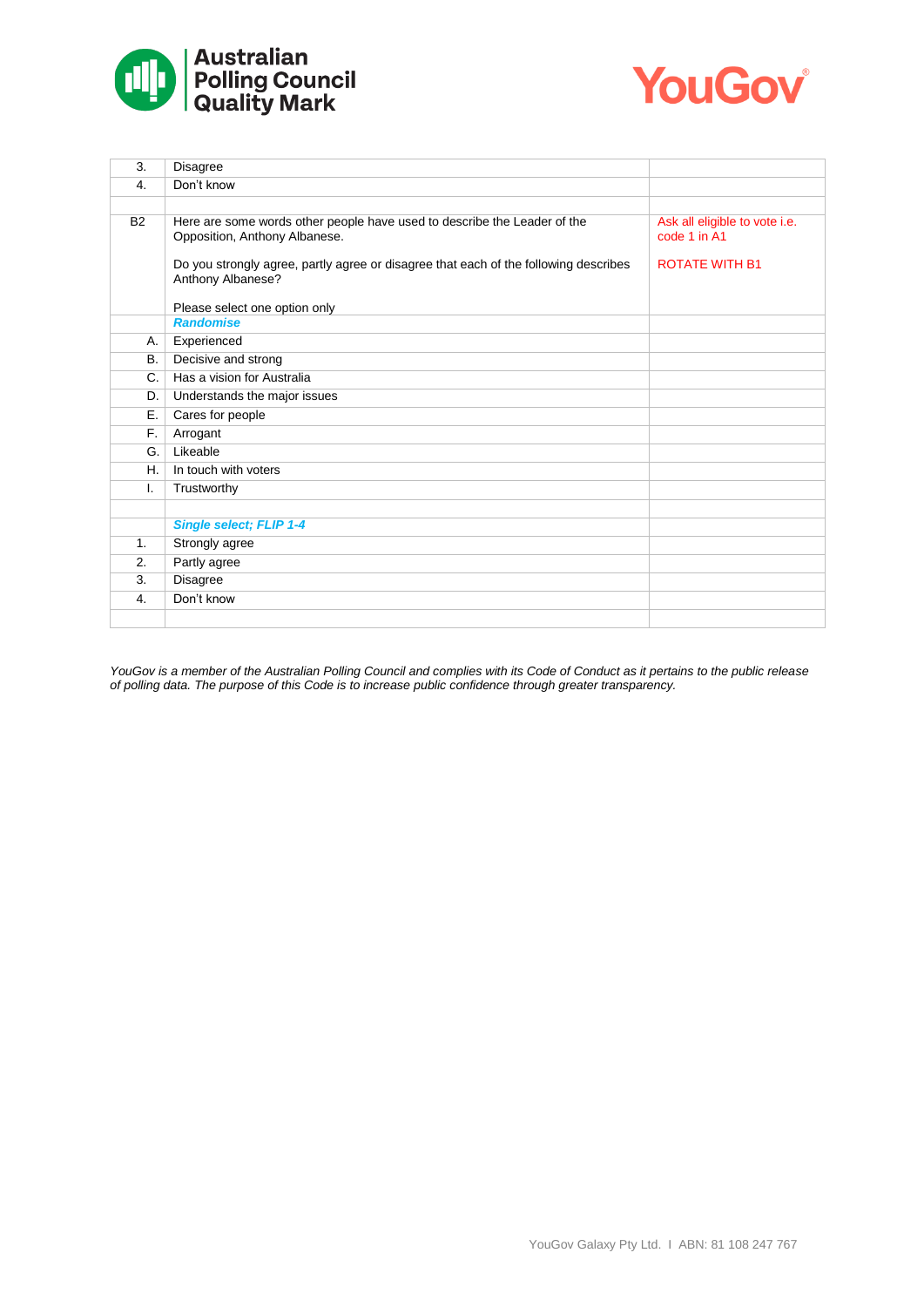| | | |
|---|---|---|
| 3. | Disagree | |
| 4. | Don't know | |
| | | |
| B2 | Here are some words other people have used to describe the Leader of the Opposition, Anthony Albanese.<br><br>Do you strongly agree, partly agree or disagree that each of the following describes Anthony Albanese?<br><br>Please select one option only | Ask all eligible to vote i.e. code 1 in A1<br><br>ROTATE WITH B1 |
| | ***Randomise*** | |
| A. | Experienced | |
| B. | Decisive and strong | |
| C. | Has a vision for Australia | |
| D. | Understands the major issues | |
| E. | Cares for people | |
| F. | Arrogant | |
| G. | Likeable | |
| H. | In touch with voters | |
| I. | Trustworthy | |
| | | |
| | ***Single select; FLIP 1-4*** | |
| 1. | Strongly agree | |
| 2. | Partly agree | |
| 3. | Disagree | |
| 4. | Don't know | |
| | | |

*YouGov is a member of the Australian Polling Council and complies with its Code of Conduct as it pertains to the public release of polling data. The purpose of this Code is to increase public confidence through greater transparency.*